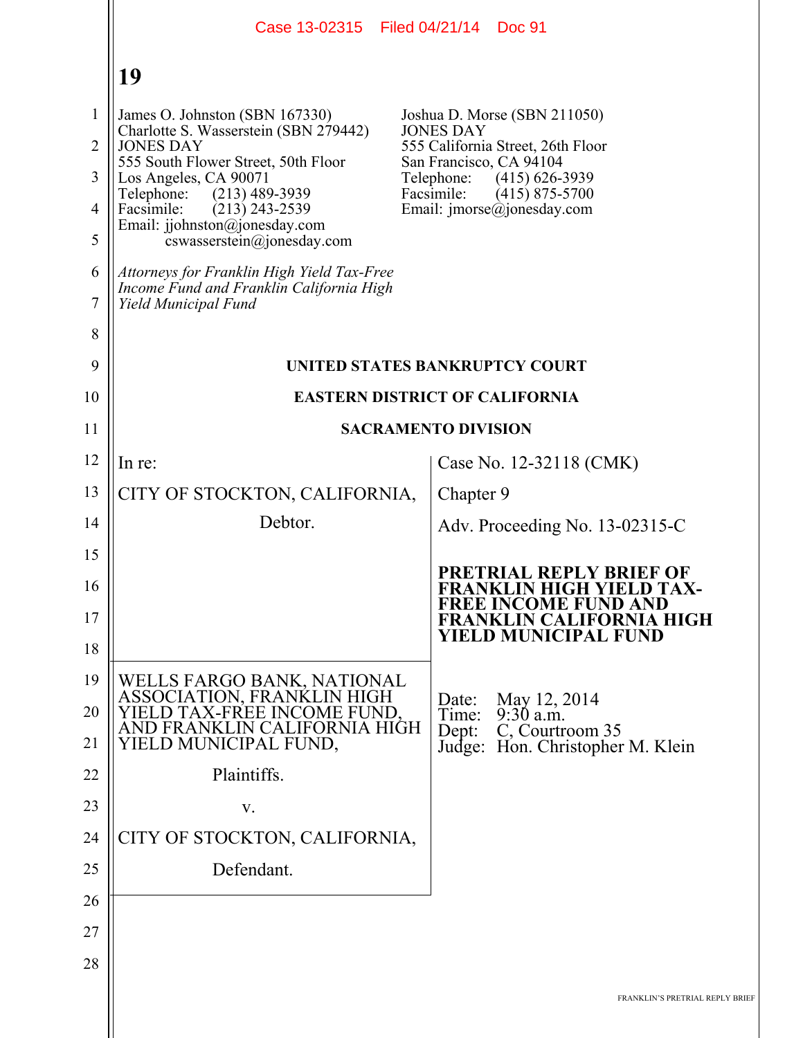James O. Johnston (SBN 167330)
Charlotte S. Wasserstein (SBN 279442)
JONES DAY
555 South Flower Street, 50th Floor
Los Angeles, CA 90071
Telephone: (213) 489-3939
Facsimile: (213) 243-2539
Email: jjohnston@jonesday.com
cswasserstein@jonesday.com

Joshua D. Morse (SBN 211050)
JONES DAY
555 California Street, 26th Floor
San Francisco, CA 94104
Telephone: (415) 626-3939
Facsimile: (415) 875-5700
Email: jmorse@jonesday.com

*Attorneys for Franklin High Yield Tax-Free Income Fund and Franklin California High Yield Municipal Fund*

**UNITED STATES BANKRUPTCY COURT**

**EASTERN DISTRICT OF CALIFORNIA**

**SACRAMENTO DIVISION**

| | |
|---|---|
| In re:<br><br>CITY OF STOCKTON, CALIFORNIA,<br><br>Debtor. | Case No. 12-32118 (CMK)<br><br>Chapter 9<br><br>Adv. Proceeding No. 13-02315-C<br><br>**PRETRIAL REPLY BRIEF OF FRANKLIN HIGH YIELD TAX-FREE INCOME FUND AND FRANKLIN CALIFORNIA HIGH YIELD MUNICIPAL FUND** |
| WELLS FARGO BANK, NATIONAL ASSOCIATION, FRANKLIN HIGH YIELD TAX-FREE INCOME FUND, AND FRANKLIN CALIFORNIA HIGH YIELD MUNICIPAL FUND,<br><br>Plaintiffs.<br><br>v.<br><br>CITY OF STOCKTON, CALIFORNIA,<br><br>Defendant. | Date: May 12, 2014<br>Time: 9:30 a.m.<br>Dept: C, Courtroom 35<br>Judge: Hon. Christopher M. Klein |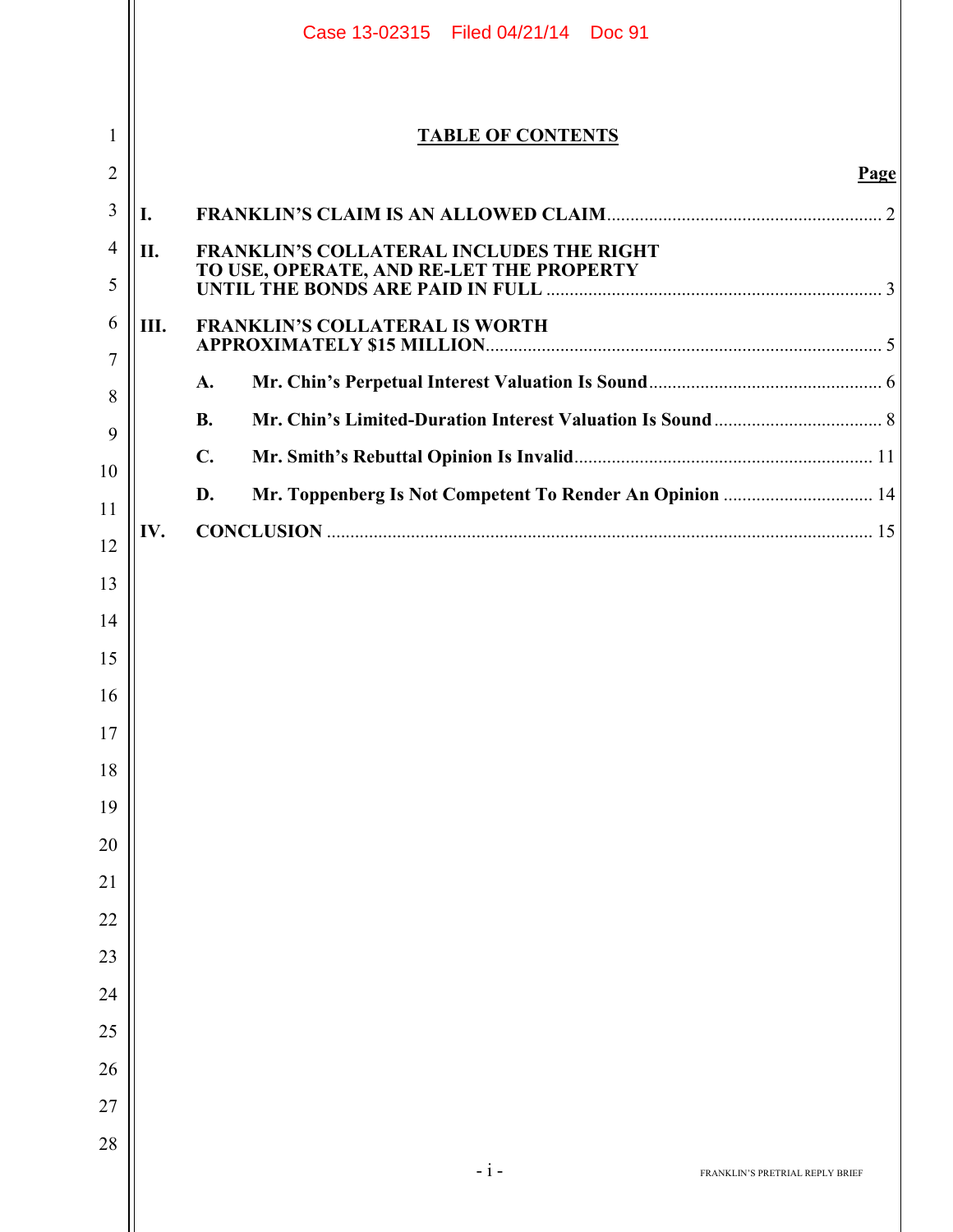## TABLE OF CONTENTS

| | | Page |
|---|---|---|
| I. | **FRANKLIN'S CLAIM IS AN ALLOWED CLAIM** | 2 |
| II. | **FRANKLIN'S COLLATERAL INCLUDES THE RIGHT TO USE, OPERATE, AND RE-LET THE PROPERTY UNTIL THE BONDS ARE PAID IN FULL** | 3 |
| III. | **FRANKLIN'S COLLATERAL IS WORTH APPROXIMATELY $15 MILLION** | 5 |
| | A. **Mr. Chin's Perpetual Interest Valuation Is Sound** | 6 |
| | B. **Mr. Chin's Limited-Duration Interest Valuation Is Sound** | 8 |
| | C. **Mr. Smith's Rebuttal Opinion Is Invalid** | 11 |
| | D. **Mr. Toppenberg Is Not Competent To Render An Opinion** | 14 |
| IV. | **CONCLUSION** | 15 |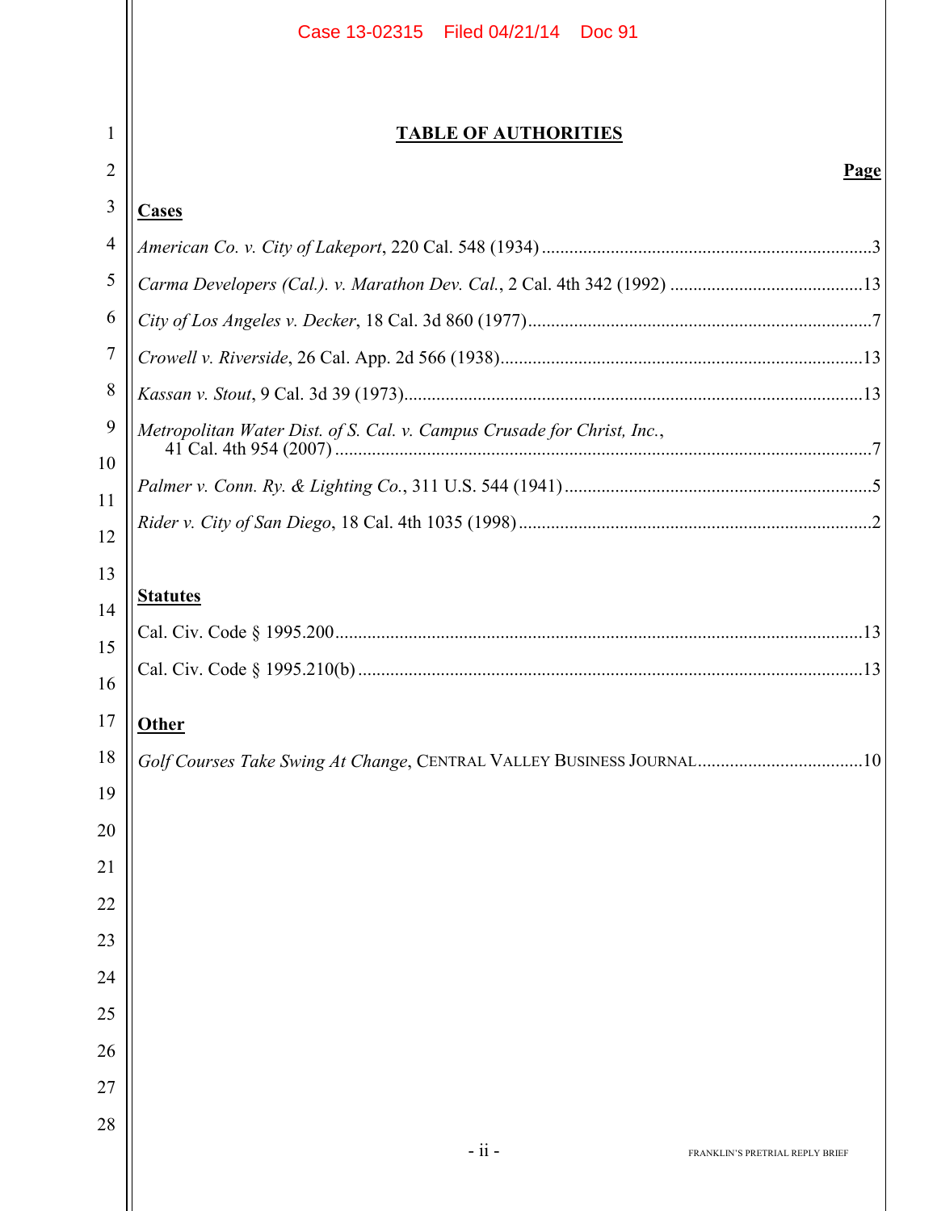# TABLE OF AUTHORITIES

**Page**

## Cases

*American Co. v. City of Lakeport*, 220 Cal. 548 (1934) ....................................................................3

*Carma Developers (Cal.). v. Marathon Dev. Cal.*, 2 Cal. 4th 342 (1992) ..........................................13

*City of Los Angeles v. Decker*, 18 Cal. 3d 860 (1977).........................................................................7

*Crowell v. Riverside*, 26 Cal. App. 2d 566 (1938)..............................................................................13

*Kassan v. Stout*, 9 Cal. 3d 39 (1973)..................................................................................................13

*Metropolitan Water Dist. of S. Cal. v. Campus Crusade for Christ, Inc.*, 41 Cal. 4th 954 (2007) ....................................................................................................................7

*Palmer v. Conn. Ry. & Lighting Co.*, 311 U.S. 544 (1941) .................................................................5

*Rider v. City of San Diego*, 18 Cal. 4th 1035 (1998) ............................................................................2

## Statutes

Cal. Civ. Code § 1995.200....................................................................................................................13

Cal. Civ. Code § 1995.210(b) ...............................................................................................................13

## Other

*Golf Courses Take Swing At Change*, CENTRAL VALLEY BUSINESS JOURNAL....................................10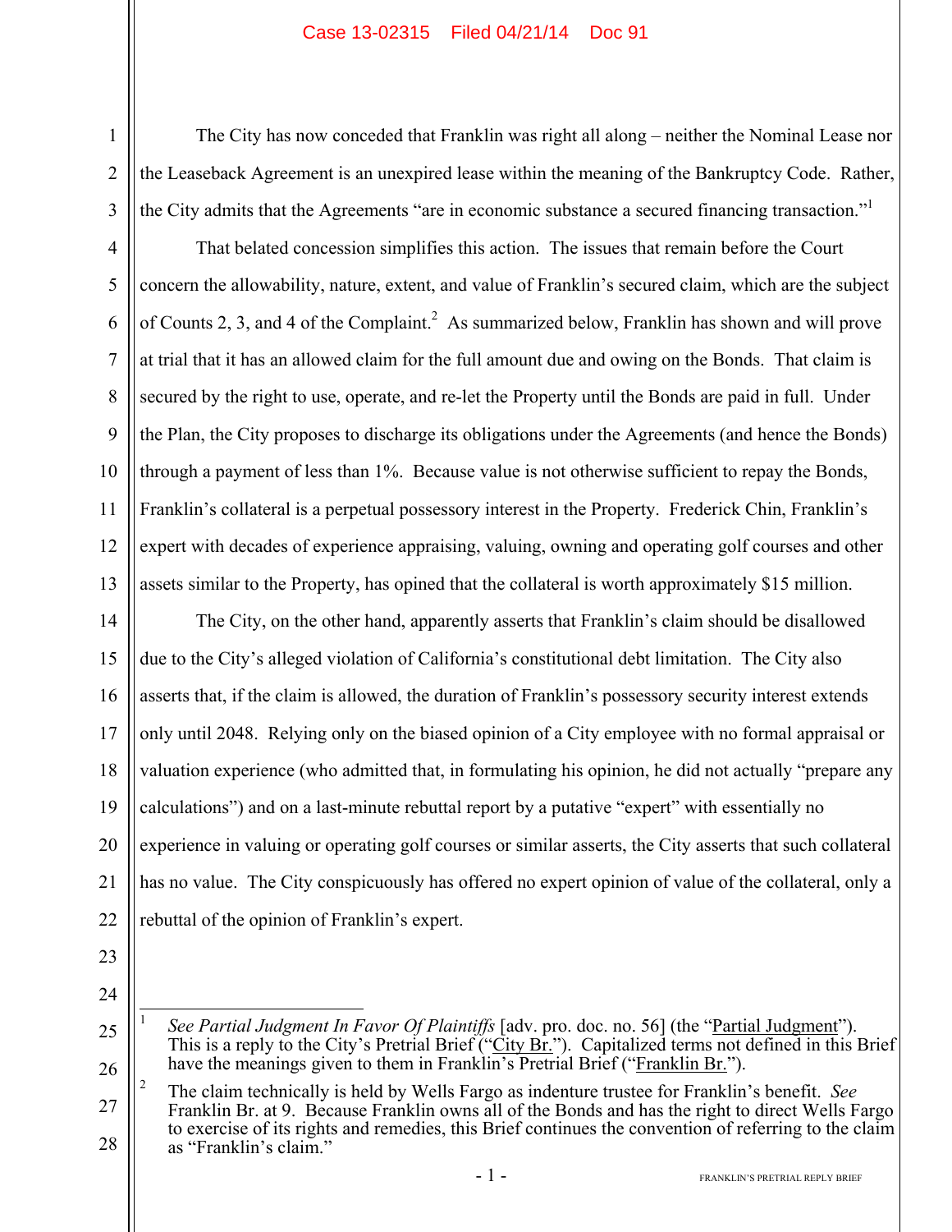The City has now conceded that Franklin was right all along – neither the Nominal Lease nor the Leaseback Agreement is an unexpired lease within the meaning of the Bankruptcy Code. Rather, the City admits that the Agreements "are in economic substance a secured financing transaction."[1]

That belated concession simplifies this action. The issues that remain before the Court concern the allowability, nature, extent, and value of Franklin's secured claim, which are the subject of Counts 2, 3, and 4 of the Complaint.[2] As summarized below, Franklin has shown and will prove at trial that it has an allowed claim for the full amount due and owing on the Bonds. That claim is secured by the right to use, operate, and re-let the Property until the Bonds are paid in full. Under the Plan, the City proposes to discharge its obligations under the Agreements (and hence the Bonds) through a payment of less than 1%. Because value is not otherwise sufficient to repay the Bonds, Franklin's collateral is a perpetual possessory interest in the Property. Frederick Chin, Franklin's expert with decades of experience appraising, valuing, owning and operating golf courses and other assets similar to the Property, has opined that the collateral is worth approximately $15 million.

The City, on the other hand, apparently asserts that Franklin's claim should be disallowed due to the City's alleged violation of California's constitutional debt limitation. The City also asserts that, if the claim is allowed, the duration of Franklin's possessory security interest extends only until 2048. Relying only on the biased opinion of a City employee with no formal appraisal or valuation experience (who admitted that, in formulating his opinion, he did not actually "prepare any calculations") and on a last-minute rebuttal report by a putative "expert" with essentially no experience in valuing or operating golf courses or similar asserts, the City asserts that such collateral has no value. The City conspicuously has offered no expert opinion of value of the collateral, only a rebuttal of the opinion of Franklin's expert.

---

[1] *See Partial Judgment In Favor Of Plaintiffs* [adv. pro. doc. no. 56] (the "Partial Judgment"). This is a reply to the City's Pretrial Brief ("City Br."). Capitalized terms not defined in this Brief have the meanings given to them in Franklin's Pretrial Brief ("Franklin Br.").

[2] The claim technically is held by Wells Fargo as indenture trustee for Franklin's benefit. *See* Franklin Br. at 9. Because Franklin owns all of the Bonds and has the right to direct Wells Fargo to exercise of its rights and remedies, this Brief continues the convention of referring to the claim as "Franklin's claim."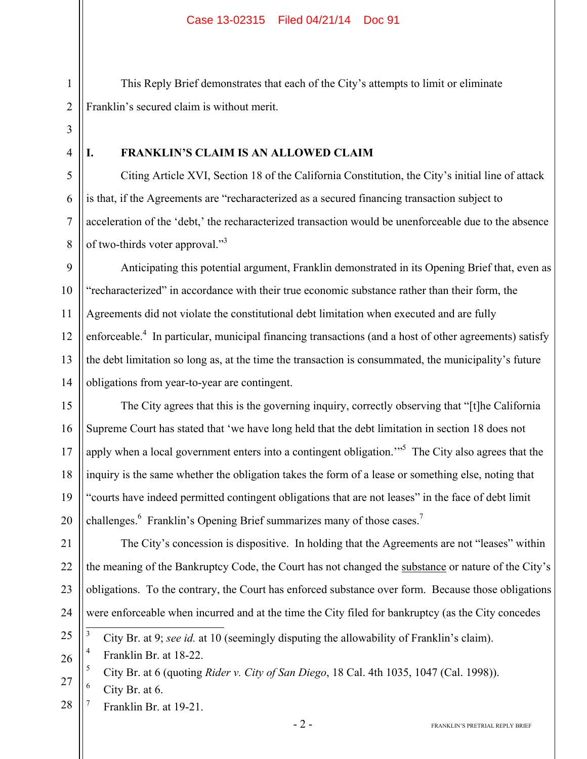This Reply Brief demonstrates that each of the City's attempts to limit or eliminate Franklin's secured claim is without merit.

## I. FRANKLIN'S CLAIM IS AN ALLOWED CLAIM

Citing Article XVI, Section 18 of the California Constitution, the City's initial line of attack is that, if the Agreements are "recharacterized as a secured financing transaction subject to acceleration of the 'debt,' the recharacterized transaction would be unenforceable due to the absence of two-thirds voter approval."[3]

Anticipating this potential argument, Franklin demonstrated in its Opening Brief that, even as "recharacterized" in accordance with their true economic substance rather than their form, the Agreements did not violate the constitutional debt limitation when executed and are fully enforceable.[4] In particular, municipal financing transactions (and a host of other agreements) satisfy the debt limitation so long as, at the time the transaction is consummated, the municipality's future obligations from year-to-year are contingent.

The City agrees that this is the governing inquiry, correctly observing that "[t]he California Supreme Court has stated that 'we have long held that the debt limitation in section 18 does not apply when a local government enters into a contingent obligation.'"[5] The City also agrees that the inquiry is the same whether the obligation takes the form of a lease or something else, noting that "courts have indeed permitted contingent obligations that are not leases" in the face of debt limit challenges.[6] Franklin's Opening Brief summarizes many of those cases.[7]

The City's concession is dispositive. In holding that the Agreements are not "leases" within the meaning of the Bankruptcy Code, the Court has not changed the <u>substance</u> or nature of the City's obligations. To the contrary, the Court has enforced substance over form. Because those obligations were enforceable when incurred and at the time the City filed for bankruptcy (as the City concedes

---

[3] City Br. at 9; *see id.* at 10 (seemingly disputing the allowability of Franklin's claim).

[4] Franklin Br. at 18-22.

[5] City Br. at 6 (quoting *Rider v. City of San Diego*, 18 Cal. 4th 1035, 1047 (Cal. 1998)).

[6] City Br. at 6.

[7] Franklin Br. at 19-21.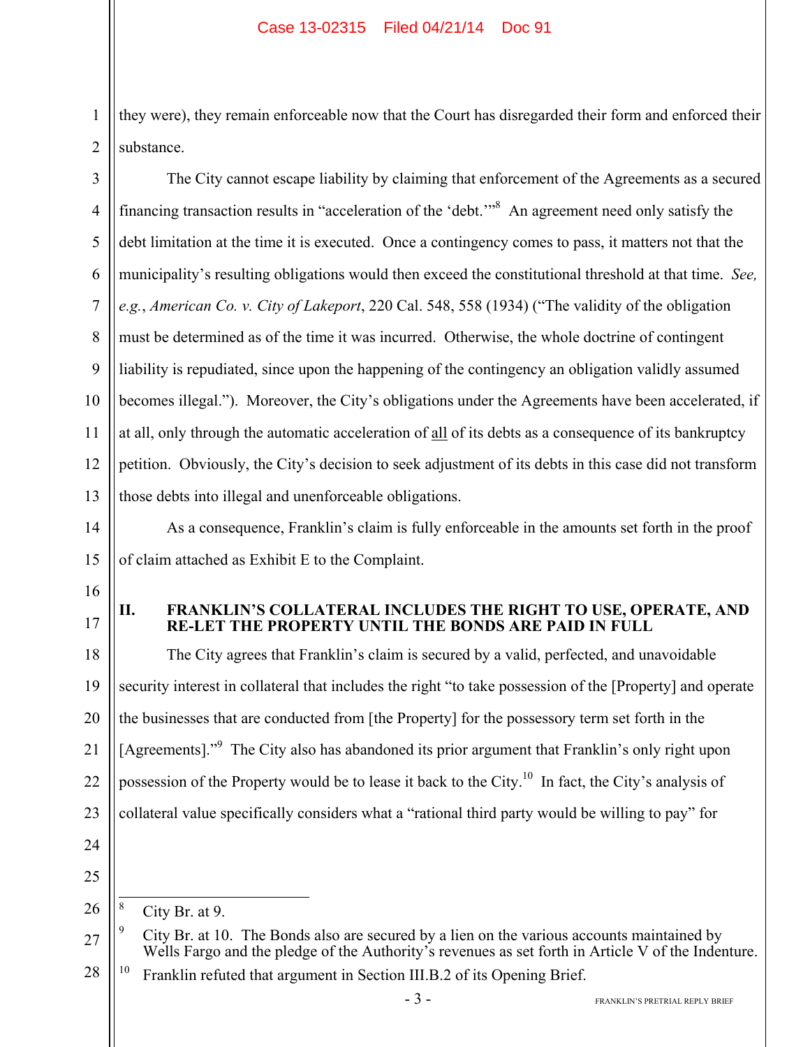they were), they remain enforceable now that the Court has disregarded their form and enforced their substance.

The City cannot escape liability by claiming that enforcement of the Agreements as a secured financing transaction results in "acceleration of the 'debt.'"[8] An agreement need only satisfy the debt limitation at the time it is executed. Once a contingency comes to pass, it matters not that the municipality's resulting obligations would then exceed the constitutional threshold at that time. *See, e.g.*, *American Co. v. City of Lakeport*, 220 Cal. 548, 558 (1934) ("The validity of the obligation must be determined as of the time it was incurred. Otherwise, the whole doctrine of contingent liability is repudiated, since upon the happening of the contingency an obligation validly assumed becomes illegal."). Moreover, the City's obligations under the Agreements have been accelerated, if at all, only through the automatic acceleration of <u>all</u> of its debts as a consequence of its bankruptcy petition. Obviously, the City's decision to seek adjustment of its debts in this case did not transform those debts into illegal and unenforceable obligations.

As a consequence, Franklin's claim is fully enforceable in the amounts set forth in the proof of claim attached as Exhibit E to the Complaint.

## II. FRANKLIN'S COLLATERAL INCLUDES THE RIGHT TO USE, OPERATE, AND RE-LET THE PROPERTY UNTIL THE BONDS ARE PAID IN FULL

The City agrees that Franklin's claim is secured by a valid, perfected, and unavoidable security interest in collateral that includes the right "to take possession of the [Property] and operate the businesses that are conducted from [the Property] for the possessory term set forth in the [Agreements]."[9] The City also has abandoned its prior argument that Franklin's only right upon possession of the Property would be to lease it back to the City.[10] In fact, the City's analysis of collateral value specifically considers what a "rational third party would be willing to pay" for

---

[8] City Br. at 9.

[9] City Br. at 10. The Bonds also are secured by a lien on the various accounts maintained by Wells Fargo and the pledge of the Authority's revenues as set forth in Article V of the Indenture.

[10] Franklin refuted that argument in Section III.B.2 of its Opening Brief.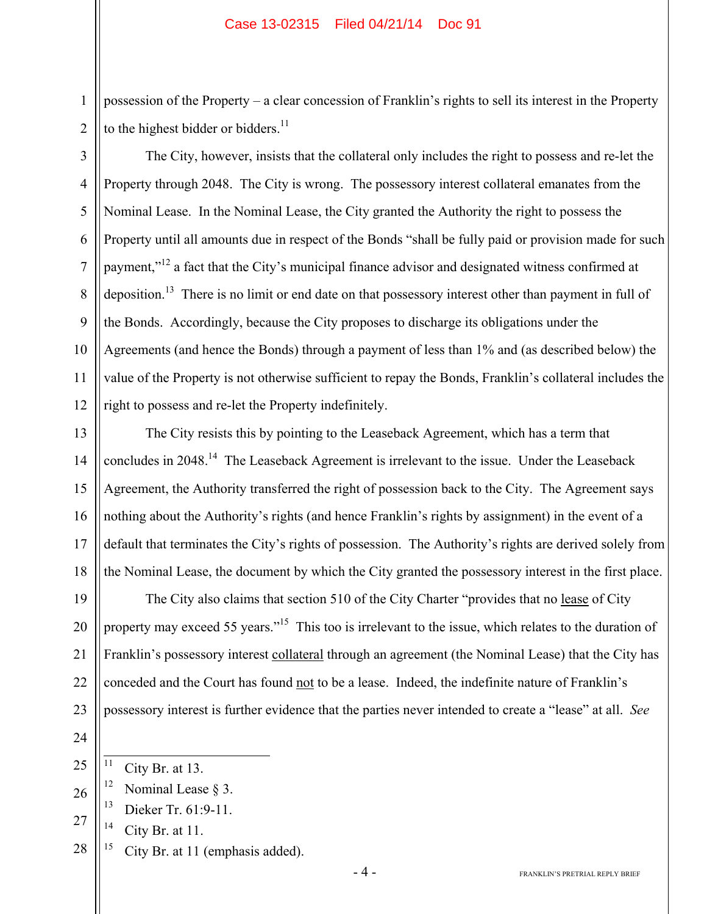possession of the Property – a clear concession of Franklin's rights to sell its interest in the Property to the highest bidder or bidders.[11]

The City, however, insists that the collateral only includes the right to possess and re-let the Property through 2048. The City is wrong. The possessory interest collateral emanates from the Nominal Lease. In the Nominal Lease, the City granted the Authority the right to possess the Property until all amounts due in respect of the Bonds "shall be fully paid or provision made for such payment,"[12] a fact that the City's municipal finance advisor and designated witness confirmed at deposition.[13] There is no limit or end date on that possessory interest other than payment in full of the Bonds. Accordingly, because the City proposes to discharge its obligations under the Agreements (and hence the Bonds) through a payment of less than 1% and (as described below) the value of the Property is not otherwise sufficient to repay the Bonds, Franklin's collateral includes the right to possess and re-let the Property indefinitely.

The City resists this by pointing to the Leaseback Agreement, which has a term that concludes in 2048.[14] The Leaseback Agreement is irrelevant to the issue. Under the Leaseback Agreement, the Authority transferred the right of possession back to the City. The Agreement says nothing about the Authority's rights (and hence Franklin's rights by assignment) in the event of a default that terminates the City's rights of possession. The Authority's rights are derived solely from the Nominal Lease, the document by which the City granted the possessory interest in the first place.

The City also claims that section 510 of the City Charter "provides that no <u>lease</u> of City property may exceed 55 years."[15] This too is irrelevant to the issue, which relates to the duration of Franklin's possessory interest <u>collateral</u> through an agreement (the Nominal Lease) that the City has conceded and the Court has found <u>not</u> to be a lease. Indeed, the indefinite nature of Franklin's possessory interest is further evidence that the parties never intended to create a "lease" at all. *See*

---

[11] City Br. at 13.

[12] Nominal Lease § 3.

[13] Dieker Tr. 61:9-11.

[14] City Br. at 11.

[15] City Br. at 11 (emphasis added).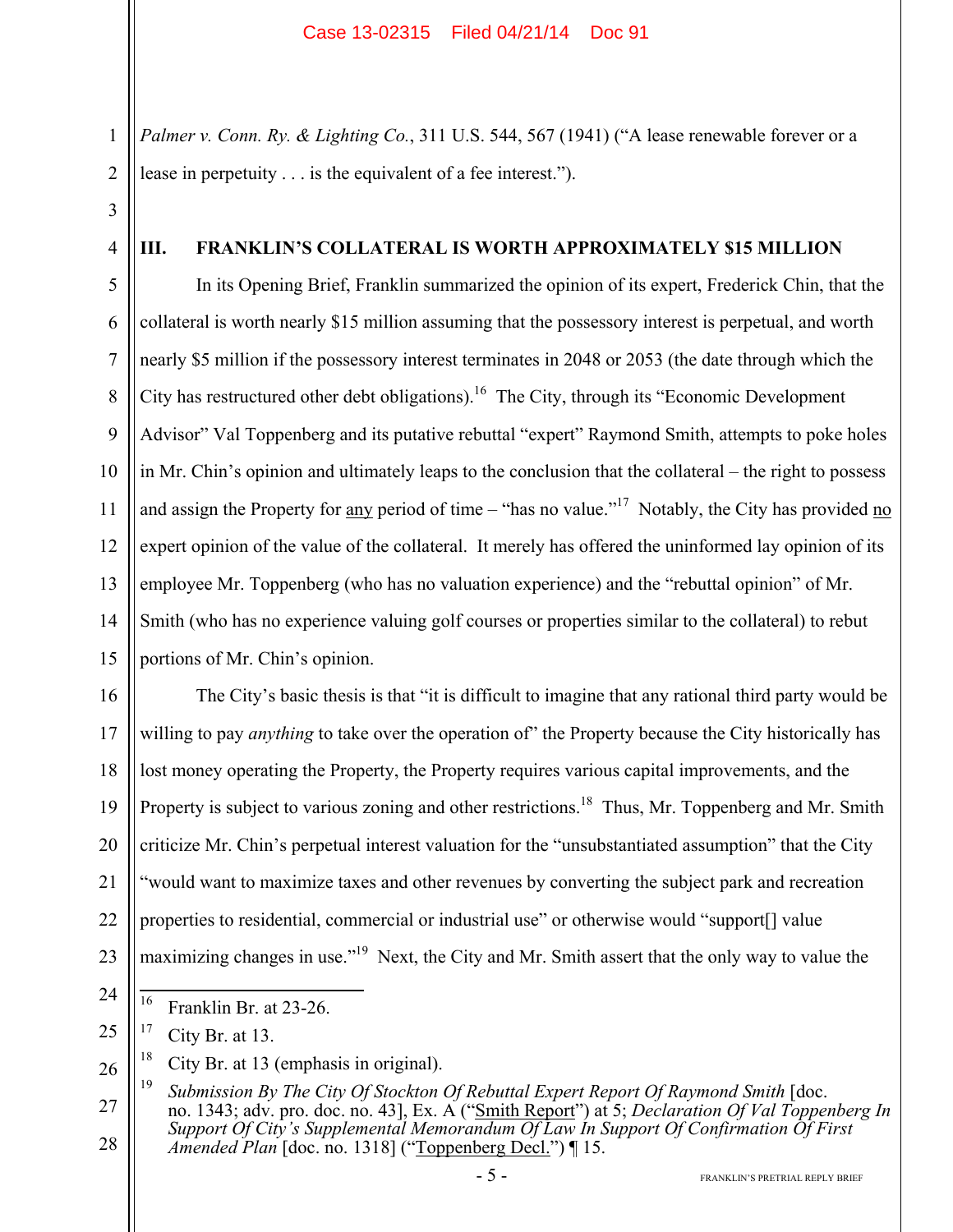*Palmer v. Conn. Ry. & Lighting Co.*, 311 U.S. 544, 567 (1941) ("A lease renewable forever or a lease in perpetuity . . . is the equivalent of a fee interest.").

## III. FRANKLIN'S COLLATERAL IS WORTH APPROXIMATELY $15 MILLION

In its Opening Brief, Franklin summarized the opinion of its expert, Frederick Chin, that the collateral is worth nearly $15 million assuming that the possessory interest is perpetual, and worth nearly $5 million if the possessory interest terminates in 2048 or 2053 (the date through which the City has restructured other debt obligations).[16] The City, through its "Economic Development Advisor" Val Toppenberg and its putative rebuttal "expert" Raymond Smith, attempts to poke holes in Mr. Chin's opinion and ultimately leaps to the conclusion that the collateral – the right to possess and assign the Property for any period of time – "has no value."[17] Notably, the City has provided no expert opinion of the value of the collateral. It merely has offered the uninformed lay opinion of its employee Mr. Toppenberg (who has no valuation experience) and the "rebuttal opinion" of Mr. Smith (who has no experience valuing golf courses or properties similar to the collateral) to rebut portions of Mr. Chin's opinion.

The City's basic thesis is that "it is difficult to imagine that any rational third party would be willing to pay *anything* to take over the operation of" the Property because the City historically has lost money operating the Property, the Property requires various capital improvements, and the Property is subject to various zoning and other restrictions.[18] Thus, Mr. Toppenberg and Mr. Smith criticize Mr. Chin's perpetual interest valuation for the "unsubstantiated assumption" that the City "would want to maximize taxes and other revenues by converting the subject park and recreation properties to residential, commercial or industrial use" or otherwise would "support[] value maximizing changes in use."[19] Next, the City and Mr. Smith assert that the only way to value the

---

[16] Franklin Br. at 23-26.

[17] City Br. at 13.

[18] City Br. at 13 (emphasis in original).

[19] *Submission By The City Of Stockton Of Rebuttal Expert Report Of Raymond Smith* [doc. no. 1343; adv. pro. doc. no. 43], Ex. A ("Smith Report") at 5; *Declaration Of Val Toppenberg In Support Of City's Supplemental Memorandum Of Law In Support Of Confirmation Of First Amended Plan* [doc. no. 1318] ("Toppenberg Decl.") ¶ 15.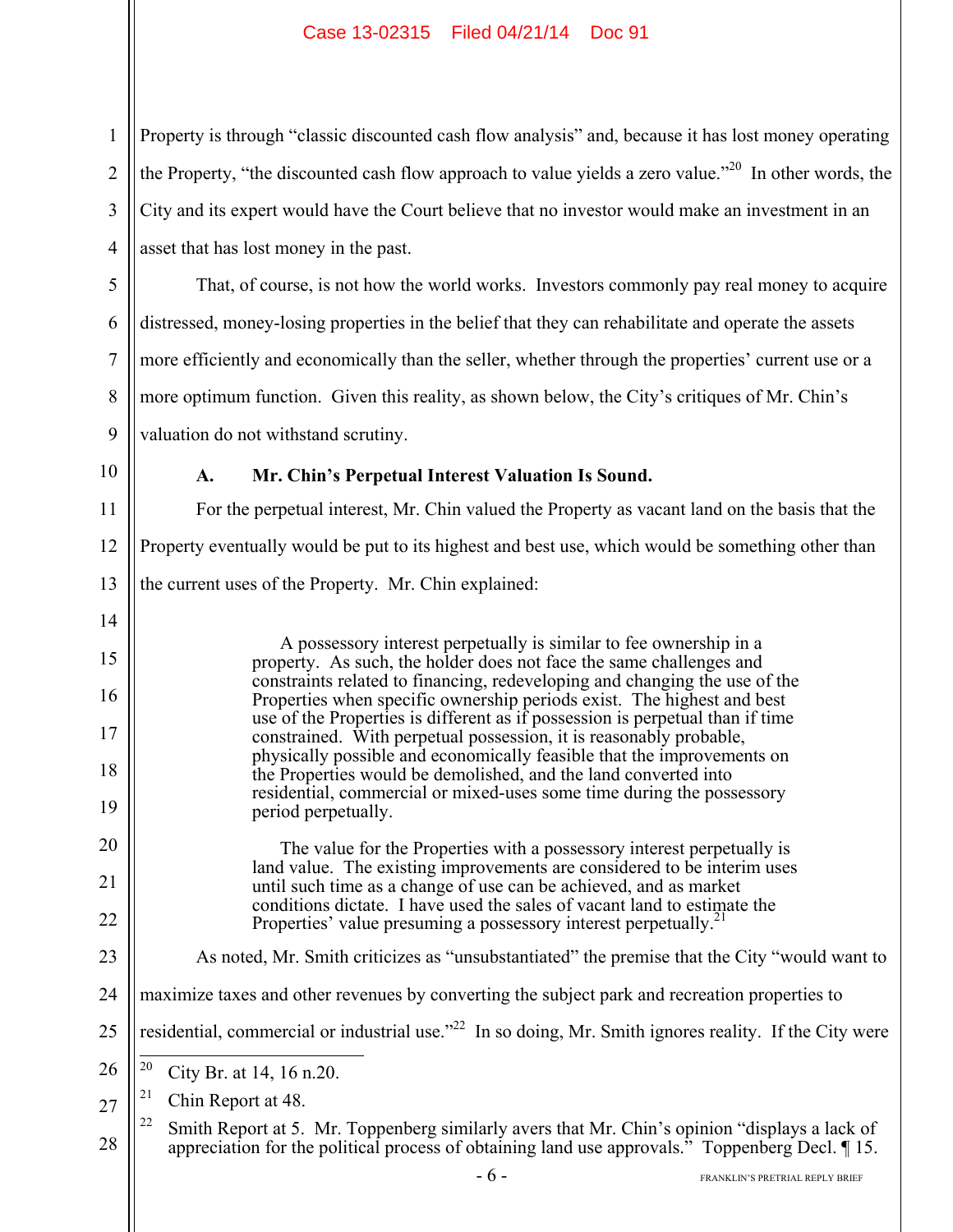Property is through "classic discounted cash flow analysis" and, because it has lost money operating the Property, "the discounted cash flow approach to value yields a zero value."[20] In other words, the City and its expert would have the Court believe that no investor would make an investment in an asset that has lost money in the past.

That, of course, is not how the world works. Investors commonly pay real money to acquire distressed, money-losing properties in the belief that they can rehabilitate and operate the assets more efficiently and economically than the seller, whether through the properties' current use or a more optimum function. Given this reality, as shown below, the City's critiques of Mr. Chin's valuation do not withstand scrutiny.

### A. Mr. Chin's Perpetual Interest Valuation Is Sound.

For the perpetual interest, Mr. Chin valued the Property as vacant land on the basis that the Property eventually would be put to its highest and best use, which would be something other than the current uses of the Property. Mr. Chin explained:

> A possessory interest perpetually is similar to fee ownership in a property. As such, the holder does not face the same challenges and constraints related to financing, redeveloping and changing the use of the Properties when specific ownership periods exist. The highest and best use of the Properties is different as if possession is perpetual than if time constrained. With perpetual possession, it is reasonably probable, physically possible and economically feasible that the improvements on the Properties would be demolished, and the land converted into residential, commercial or mixed-uses some time during the possessory period perpetually.
>
> The value for the Properties with a possessory interest perpetually is land value. The existing improvements are considered to be interim uses until such time as a change of use can be achieved, and as market conditions dictate. I have used the sales of vacant land to estimate the Properties' value presuming a possessory interest perpetually.[21]

As noted, Mr. Smith criticizes as "unsubstantiated" the premise that the City "would want to maximize taxes and other revenues by converting the subject park and recreation properties to residential, commercial or industrial use."[22] In so doing, Mr. Smith ignores reality. If the City were

---

[20] City Br. at 14, 16 n.20.

[21] Chin Report at 48.

[22] Smith Report at 5. Mr. Toppenberg similarly avers that Mr. Chin's opinion "displays a lack of appreciation for the political process of obtaining land use approvals." Toppenberg Decl. ¶ 15.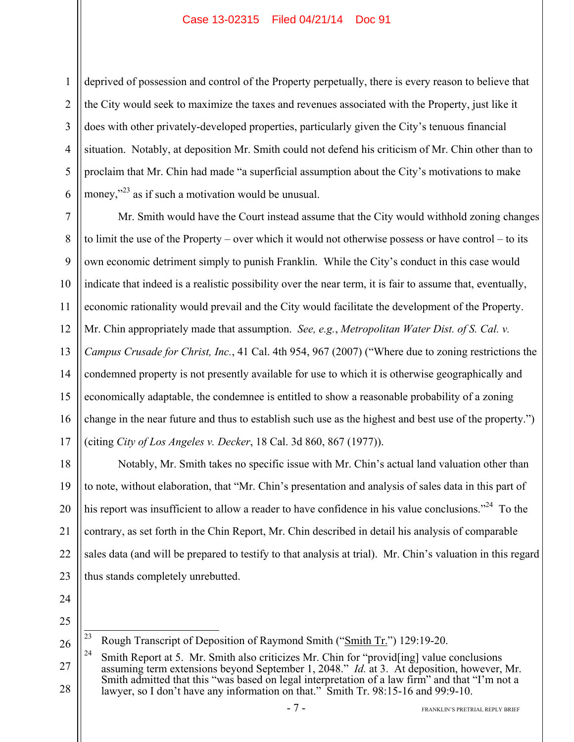deprived of possession and control of the Property perpetually, there is every reason to believe that the City would seek to maximize the taxes and revenues associated with the Property, just like it does with other privately-developed properties, particularly given the City's tenuous financial situation. Notably, at deposition Mr. Smith could not defend his criticism of Mr. Chin other than to proclaim that Mr. Chin had made "a superficial assumption about the City's motivations to make money,"[23] as if such a motivation would be unusual.

Mr. Smith would have the Court instead assume that the City would withhold zoning changes to limit the use of the Property – over which it would not otherwise possess or have control – to its own economic detriment simply to punish Franklin. While the City's conduct in this case would indicate that indeed is a realistic possibility over the near term, it is fair to assume that, eventually, economic rationality would prevail and the City would facilitate the development of the Property. Mr. Chin appropriately made that assumption. *See, e.g.*, *Metropolitan Water Dist. of S. Cal. v. Campus Crusade for Christ, Inc.*, 41 Cal. 4th 954, 967 (2007) ("Where due to zoning restrictions the condemned property is not presently available for use to which it is otherwise geographically and economically adaptable, the condemnee is entitled to show a reasonable probability of a zoning change in the near future and thus to establish such use as the highest and best use of the property.") (citing *City of Los Angeles v. Decker*, 18 Cal. 3d 860, 867 (1977)).

Notably, Mr. Smith takes no specific issue with Mr. Chin's actual land valuation other than to note, without elaboration, that "Mr. Chin's presentation and analysis of sales data in this part of his report was insufficient to allow a reader to have confidence in his value conclusions."[24] To the contrary, as set forth in the Chin Report, Mr. Chin described in detail his analysis of comparable sales data (and will be prepared to testify to that analysis at trial). Mr. Chin's valuation in this regard thus stands completely unrebutted.

---

[23] Rough Transcript of Deposition of Raymond Smith ("Smith Tr.") 129:19-20.

[24] Smith Report at 5. Mr. Smith also criticizes Mr. Chin for "provid[ing] value conclusions assuming term extensions beyond September 1, 2048." *Id.* at 3. At deposition, however, Mr. Smith admitted that this "was based on legal interpretation of a law firm" and that "I'm not a lawyer, so I don't have any information on that." Smith Tr. 98:15-16 and 99:9-10.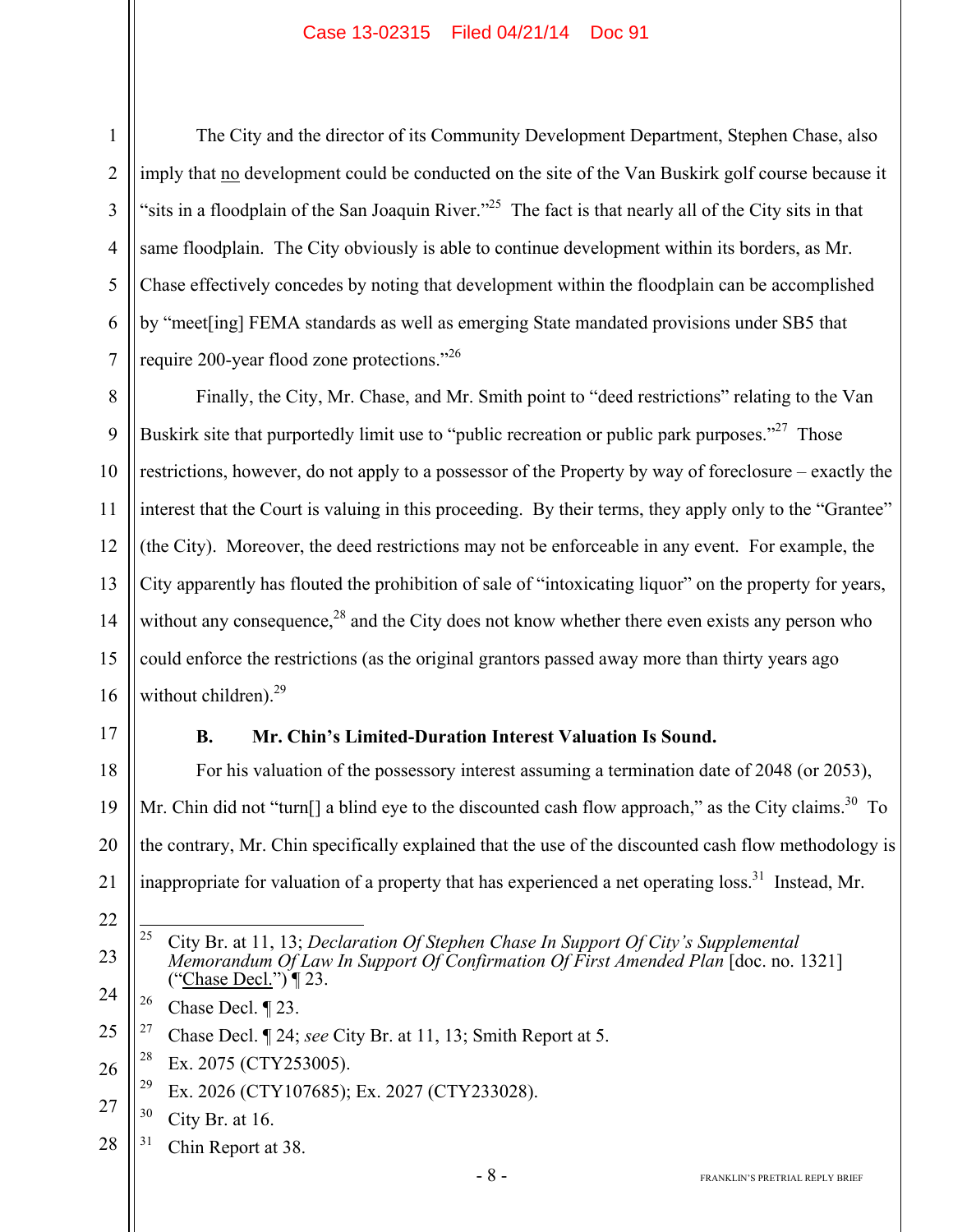The City and the director of its Community Development Department, Stephen Chase, also imply that no development could be conducted on the site of the Van Buskirk golf course because it "sits in a floodplain of the San Joaquin River."[25] The fact is that nearly all of the City sits in that same floodplain. The City obviously is able to continue development within its borders, as Mr. Chase effectively concedes by noting that development within the floodplain can be accomplished by "meet[ing] FEMA standards as well as emerging State mandated provisions under SB5 that require 200-year flood zone protections."[26]

Finally, the City, Mr. Chase, and Mr. Smith point to "deed restrictions" relating to the Van Buskirk site that purportedly limit use to "public recreation or public park purposes."[27] Those restrictions, however, do not apply to a possessor of the Property by way of foreclosure – exactly the interest that the Court is valuing in this proceeding. By their terms, they apply only to the "Grantee" (the City). Moreover, the deed restrictions may not be enforceable in any event. For example, the City apparently has flouted the prohibition of sale of "intoxicating liquor" on the property for years, without any consequence,[28] and the City does not know whether there even exists any person who could enforce the restrictions (as the original grantors passed away more than thirty years ago without children).[29]

### B. Mr. Chin's Limited-Duration Interest Valuation Is Sound.

For his valuation of the possessory interest assuming a termination date of 2048 (or 2053), Mr. Chin did not "turn[] a blind eye to the discounted cash flow approach," as the City claims.[30] To the contrary, Mr. Chin specifically explained that the use of the discounted cash flow methodology is inappropriate for valuation of a property that has experienced a net operating loss.[31] Instead, Mr.

---

[25] City Br. at 11, 13; *Declaration Of Stephen Chase In Support Of City's Supplemental Memorandum Of Law In Support Of Confirmation Of First Amended Plan* [doc. no. 1321] ("Chase Decl.") ¶ 23.

[26] Chase Decl. ¶ 23.

[27] Chase Decl. ¶ 24; *see* City Br. at 11, 13; Smith Report at 5.

[28] Ex. 2075 (CTY253005).

[29] Ex. 2026 (CTY107685); Ex. 2027 (CTY233028).

[30] City Br. at 16.

[31] Chin Report at 38.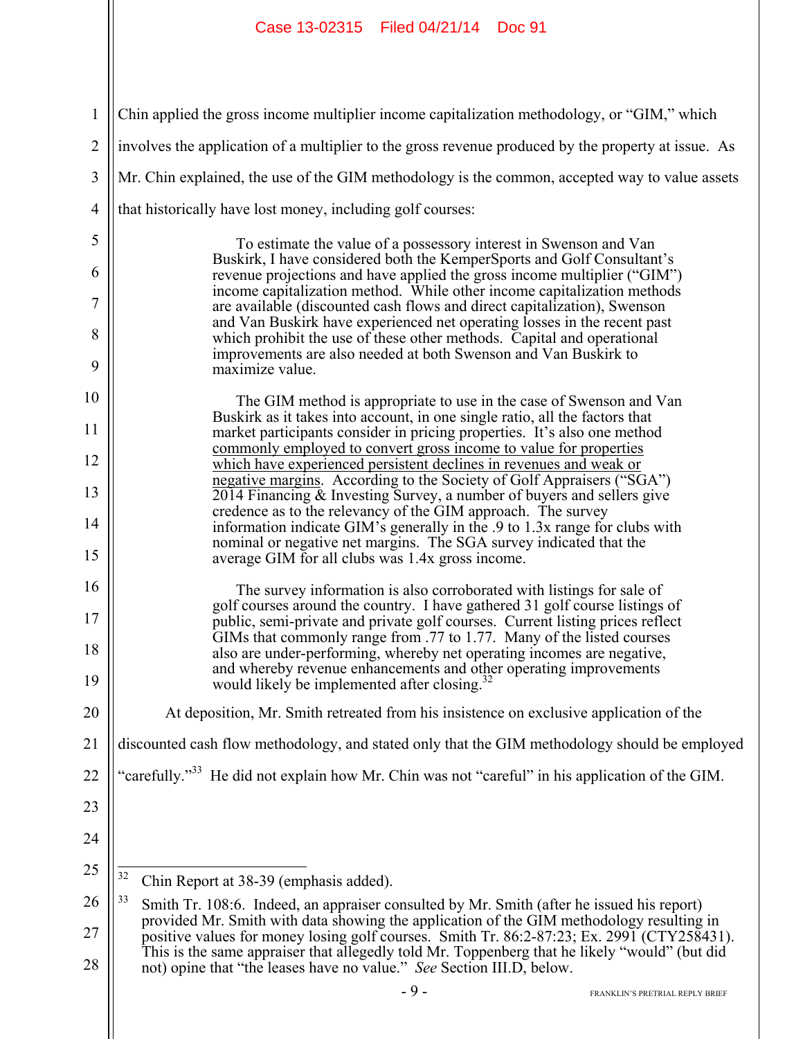Chin applied the gross income multiplier income capitalization methodology, or "GIM," which involves the application of a multiplier to the gross revenue produced by the property at issue. As Mr. Chin explained, the use of the GIM methodology is the common, accepted way to value assets that historically have lost money, including golf courses:

> To estimate the value of a possessory interest in Swenson and Van Buskirk, I have considered both the KemperSports and Golf Consultant's revenue projections and have applied the gross income multiplier ("GIM") income capitalization method. While other income capitalization methods are available (discounted cash flows and direct capitalization), Swenson and Van Buskirk have experienced net operating losses in the recent past which prohibit the use of these other methods. Capital and operational improvements are also needed at both Swenson and Van Buskirk to maximize value.
>
> The GIM method is appropriate to use in the case of Swenson and Van Buskirk as it takes into account, in one single ratio, all the factors that market participants consider in pricing properties. It's also one method <u>commonly employed to convert gross income to value for properties which have experienced persistent declines in revenues and weak or negative margins</u>. According to the Society of Golf Appraisers ("SGA") 2014 Financing & Investing Survey, a number of buyers and sellers give credence as to the relevancy of the GIM approach. The survey information indicate GIM's generally in the .9 to 1.3x range for clubs with nominal or negative net margins. The SGA survey indicated that the average GIM for all clubs was 1.4x gross income.
>
> The survey information is also corroborated with listings for sale of golf courses around the country. I have gathered 31 golf course listings of public, semi-private and private golf courses. Current listing prices reflect GIMs that commonly range from .77 to 1.77. Many of the listed courses also are under-performing, whereby net operating incomes are negative, and whereby revenue enhancements and other operating improvements would likely be implemented after closing.[32]

At deposition, Mr. Smith retreated from his insistence on exclusive application of the discounted cash flow methodology, and stated only that the GIM methodology should be employed "carefully."[33] He did not explain how Mr. Chin was not "careful" in his application of the GIM.

---

[32] Chin Report at 38-39 (emphasis added).

[33] Smith Tr. 108:6. Indeed, an appraiser consulted by Mr. Smith (after he issued his report) provided Mr. Smith with data showing the application of the GIM methodology resulting in positive values for money losing golf courses. Smith Tr. 86:2-87:23; Ex. 2991 (CTY258431). This is the same appraiser that allegedly told Mr. Toppenberg that he likely "would" (but did not) opine that "the leases have no value." *See* Section III.D, below.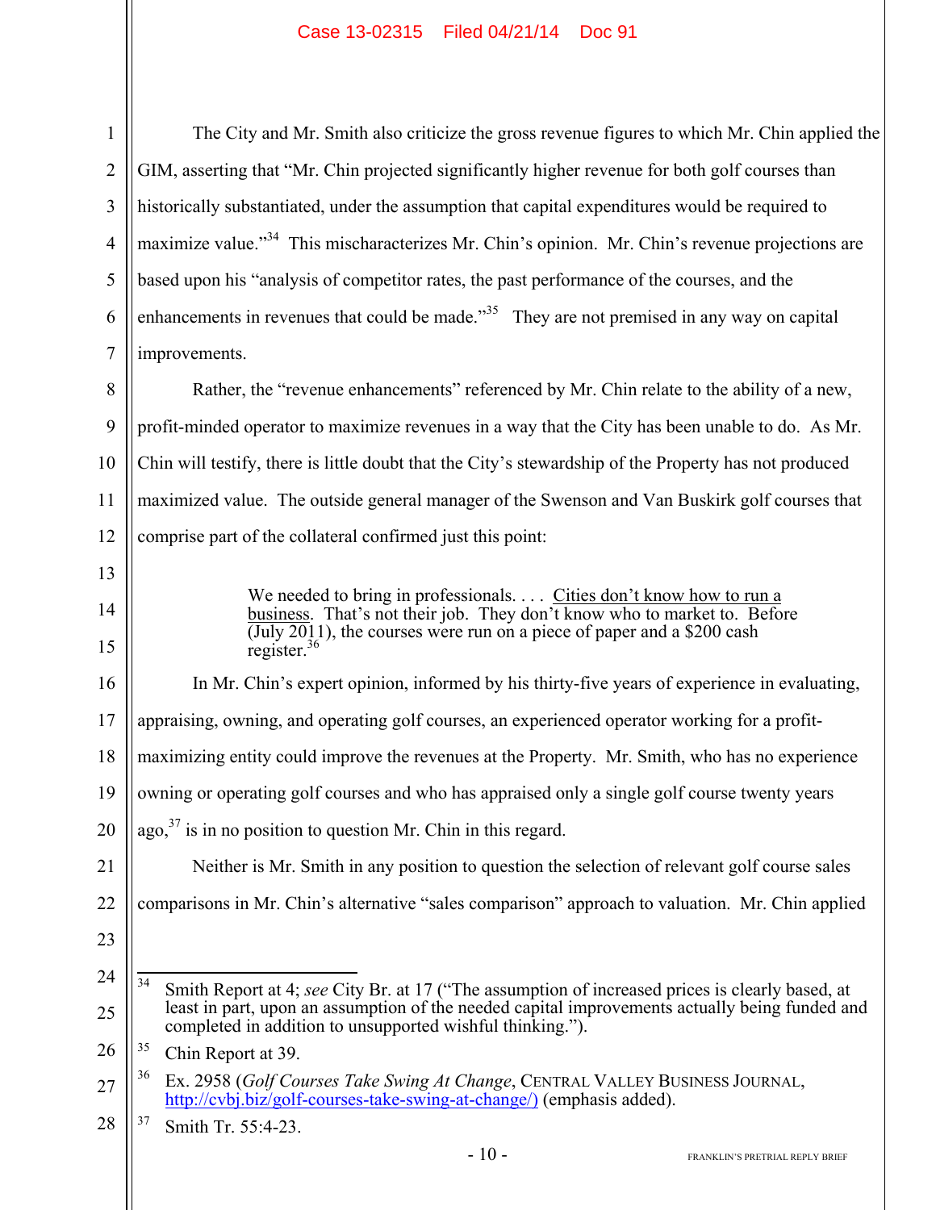The City and Mr. Smith also criticize the gross revenue figures to which Mr. Chin applied the GIM, asserting that "Mr. Chin projected significantly higher revenue for both golf courses than historically substantiated, under the assumption that capital expenditures would be required to maximize value."[34] This mischaracterizes Mr. Chin's opinion. Mr. Chin's revenue projections are based upon his "analysis of competitor rates, the past performance of the courses, and the enhancements in revenues that could be made."[35] They are not premised in any way on capital improvements.

Rather, the "revenue enhancements" referenced by Mr. Chin relate to the ability of a new, profit-minded operator to maximize revenues in a way that the City has been unable to do. As Mr. Chin will testify, there is little doubt that the City's stewardship of the Property has not produced maximized value. The outside general manager of the Swenson and Van Buskirk golf courses that comprise part of the collateral confirmed just this point:

> We needed to bring in professionals. . . . Cities don't know how to run a business. That's not their job. They don't know who to market to. Before (July 2011), the courses were run on a piece of paper and a $200 cash register.[36]

In Mr. Chin's expert opinion, informed by his thirty-five years of experience in evaluating, appraising, owning, and operating golf courses, an experienced operator working for a profit-maximizing entity could improve the revenues at the Property. Mr. Smith, who has no experience owning or operating golf courses and who has appraised only a single golf course twenty years ago,[37] is in no position to question Mr. Chin in this regard.

Neither is Mr. Smith in any position to question the selection of relevant golf course sales comparisons in Mr. Chin's alternative "sales comparison" approach to valuation. Mr. Chin applied

---

[34] Smith Report at 4; *see* City Br. at 17 ("The assumption of increased prices is clearly based, at least in part, upon an assumption of the needed capital improvements actually being funded and completed in addition to unsupported wishful thinking.").

[35] Chin Report at 39.

[36] Ex. 2958 (*Golf Courses Take Swing At Change*, CENTRAL VALLEY BUSINESS JOURNAL, http://cvbj.biz/golf-courses-take-swing-at-change/) (emphasis added).

[37] Smith Tr. 55:4-23.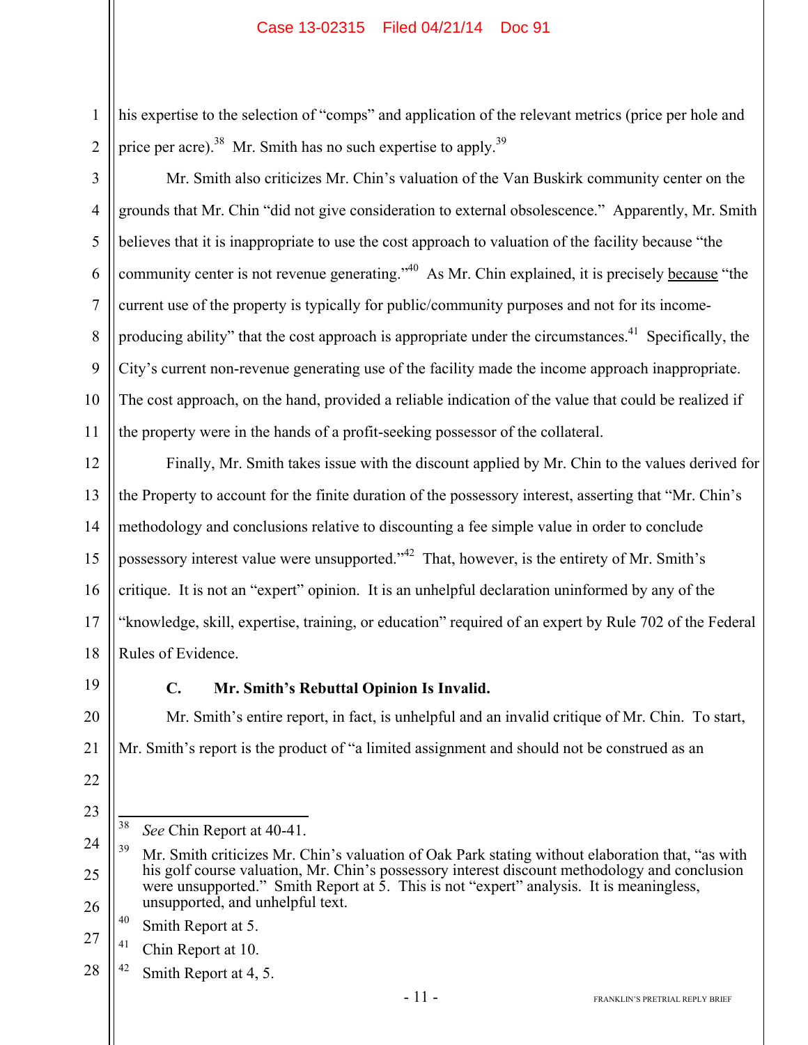his expertise to the selection of "comps" and application of the relevant metrics (price per hole and price per acre).[38] Mr. Smith has no such expertise to apply.[39]

Mr. Smith also criticizes Mr. Chin's valuation of the Van Buskirk community center on the grounds that Mr. Chin "did not give consideration to external obsolescence." Apparently, Mr. Smith believes that it is inappropriate to use the cost approach to valuation of the facility because "the community center is not revenue generating."[40] As Mr. Chin explained, it is precisely <u>because</u> "the current use of the property is typically for public/community purposes and not for its income-producing ability" that the cost approach is appropriate under the circumstances.[41] Specifically, the City's current non-revenue generating use of the facility made the income approach inappropriate. The cost approach, on the hand, provided a reliable indication of the value that could be realized if the property were in the hands of a profit-seeking possessor of the collateral.

Finally, Mr. Smith takes issue with the discount applied by Mr. Chin to the values derived for the Property to account for the finite duration of the possessory interest, asserting that "Mr. Chin's methodology and conclusions relative to discounting a fee simple value in order to conclude possessory interest value were unsupported."[42] That, however, is the entirety of Mr. Smith's critique. It is not an "expert" opinion. It is an unhelpful declaration uninformed by any of the "knowledge, skill, expertise, training, or education" required of an expert by Rule 702 of the Federal Rules of Evidence.

### C. Mr. Smith's Rebuttal Opinion Is Invalid.

Mr. Smith's entire report, in fact, is unhelpful and an invalid critique of Mr. Chin. To start, Mr. Smith's report is the product of "a limited assignment and should not be construed as an

---

[38] *See* Chin Report at 40-41.

[39] Mr. Smith criticizes Mr. Chin's valuation of Oak Park stating without elaboration that, "as with his golf course valuation, Mr. Chin's possessory interest discount methodology and conclusion were unsupported." Smith Report at 5. This is not "expert" analysis. It is meaningless, unsupported, and unhelpful text.

[40] Smith Report at 5.

[41] Chin Report at 10.

[42] Smith Report at 4, 5.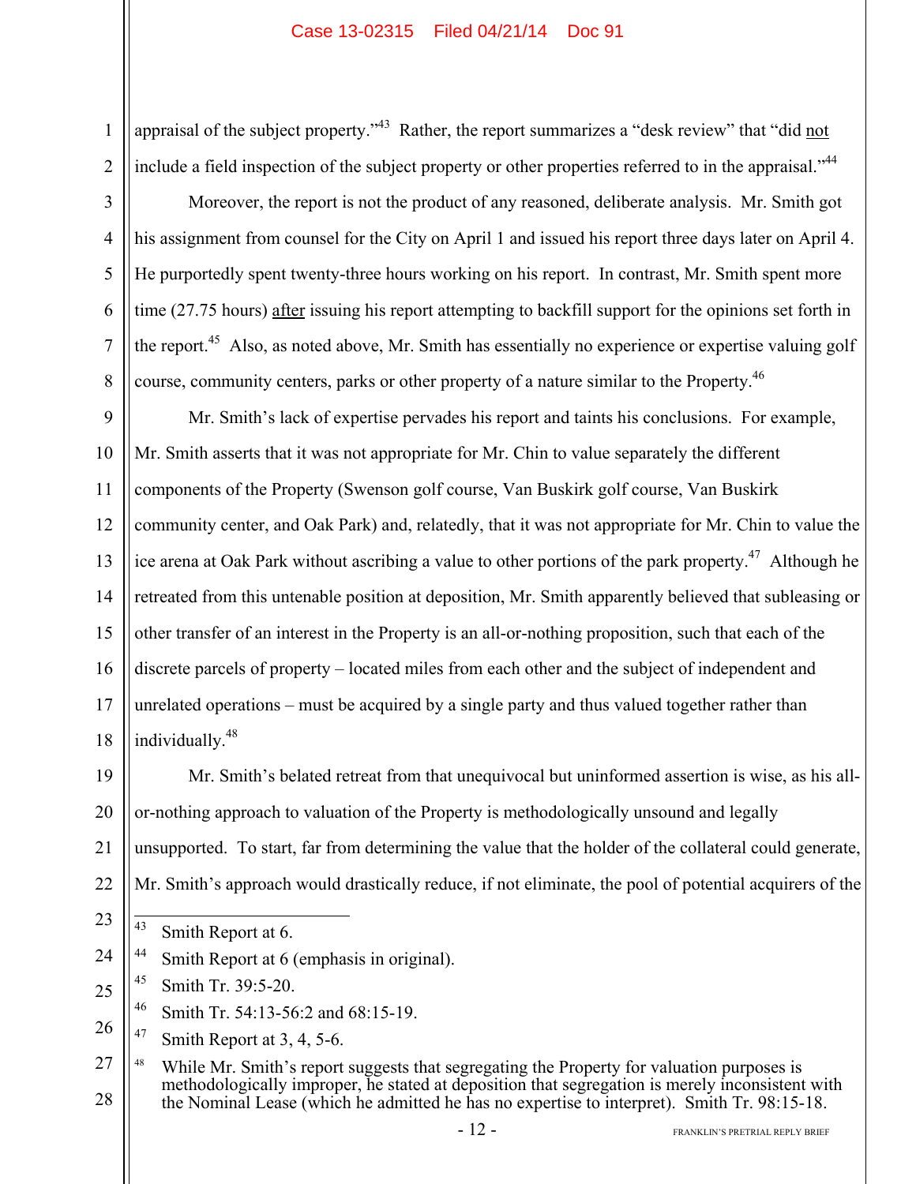appraisal of the subject property."[43] Rather, the report summarizes a "desk review" that "did not include a field inspection of the subject property or other properties referred to in the appraisal."[44]

Moreover, the report is not the product of any reasoned, deliberate analysis. Mr. Smith got his assignment from counsel for the City on April 1 and issued his report three days later on April 4. He purportedly spent twenty-three hours working on his report. In contrast, Mr. Smith spent more time (27.75 hours) after issuing his report attempting to backfill support for the opinions set forth in the report.[45] Also, as noted above, Mr. Smith has essentially no experience or expertise valuing golf course, community centers, parks or other property of a nature similar to the Property.[46]

Mr. Smith's lack of expertise pervades his report and taints his conclusions. For example, Mr. Smith asserts that it was not appropriate for Mr. Chin to value separately the different components of the Property (Swenson golf course, Van Buskirk golf course, Van Buskirk community center, and Oak Park) and, relatedly, that it was not appropriate for Mr. Chin to value the ice arena at Oak Park without ascribing a value to other portions of the park property.[47] Although he retreated from this untenable position at deposition, Mr. Smith apparently believed that subleasing or other transfer of an interest in the Property is an all-or-nothing proposition, such that each of the discrete parcels of property – located miles from each other and the subject of independent and unrelated operations – must be acquired by a single party and thus valued together rather than individually.[48]

Mr. Smith's belated retreat from that unequivocal but uninformed assertion is wise, as his all-or-nothing approach to valuation of the Property is methodologically unsound and legally unsupported. To start, far from determining the value that the holder of the collateral could generate, Mr. Smith's approach would drastically reduce, if not eliminate, the pool of potential acquirers of the

---

[43] Smith Report at 6.

[44] Smith Report at 6 (emphasis in original).

[45] Smith Tr. 39:5-20.

[46] Smith Tr. 54:13-56:2 and 68:15-19.

[47] Smith Report at 3, 4, 5-6.

[48] While Mr. Smith's report suggests that segregating the Property for valuation purposes is methodologically improper, he stated at deposition that segregation is merely inconsistent with the Nominal Lease (which he admitted he has no expertise to interpret). Smith Tr. 98:15-18.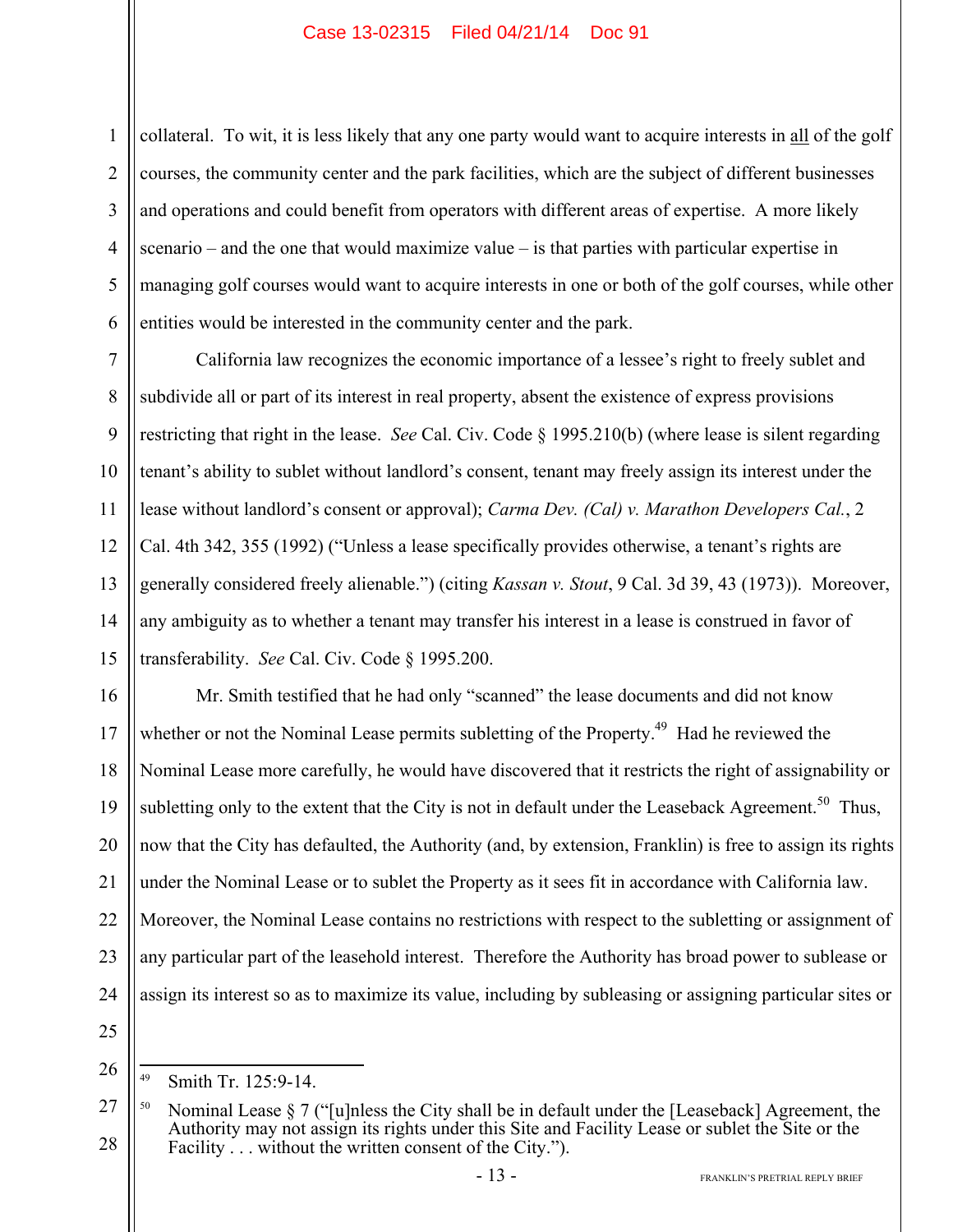collateral. To wit, it is less likely that any one party would want to acquire interests in all of the golf courses, the community center and the park facilities, which are the subject of different businesses and operations and could benefit from operators with different areas of expertise. A more likely scenario – and the one that would maximize value – is that parties with particular expertise in managing golf courses would want to acquire interests in one or both of the golf courses, while other entities would be interested in the community center and the park.

California law recognizes the economic importance of a lessee's right to freely sublet and subdivide all or part of its interest in real property, absent the existence of express provisions restricting that right in the lease. *See* Cal. Civ. Code § 1995.210(b) (where lease is silent regarding tenant's ability to sublet without landlord's consent, tenant may freely assign its interest under the lease without landlord's consent or approval); *Carma Dev. (Cal) v. Marathon Developers Cal.*, 2 Cal. 4th 342, 355 (1992) ("Unless a lease specifically provides otherwise, a tenant's rights are generally considered freely alienable.") (citing *Kassan v. Stout*, 9 Cal. 3d 39, 43 (1973)). Moreover, any ambiguity as to whether a tenant may transfer his interest in a lease is construed in favor of transferability. *See* Cal. Civ. Code § 1995.200.

Mr. Smith testified that he had only "scanned" the lease documents and did not know whether or not the Nominal Lease permits subletting of the Property.[49] Had he reviewed the Nominal Lease more carefully, he would have discovered that it restricts the right of assignability or subletting only to the extent that the City is not in default under the Leaseback Agreement.[50] Thus, now that the City has defaulted, the Authority (and, by extension, Franklin) is free to assign its rights under the Nominal Lease or to sublet the Property as it sees fit in accordance with California law. Moreover, the Nominal Lease contains no restrictions with respect to the subletting or assignment of any particular part of the leasehold interest. Therefore the Authority has broad power to sublease or assign its interest so as to maximize its value, including by subleasing or assigning particular sites or

---

[49] Smith Tr. 125:9-14.

[50] Nominal Lease § 7 ("[u]nless the City shall be in default under the [Leaseback] Agreement, the Authority may not assign its rights under this Site and Facility Lease or sublet the Site or the Facility . . . without the written consent of the City.").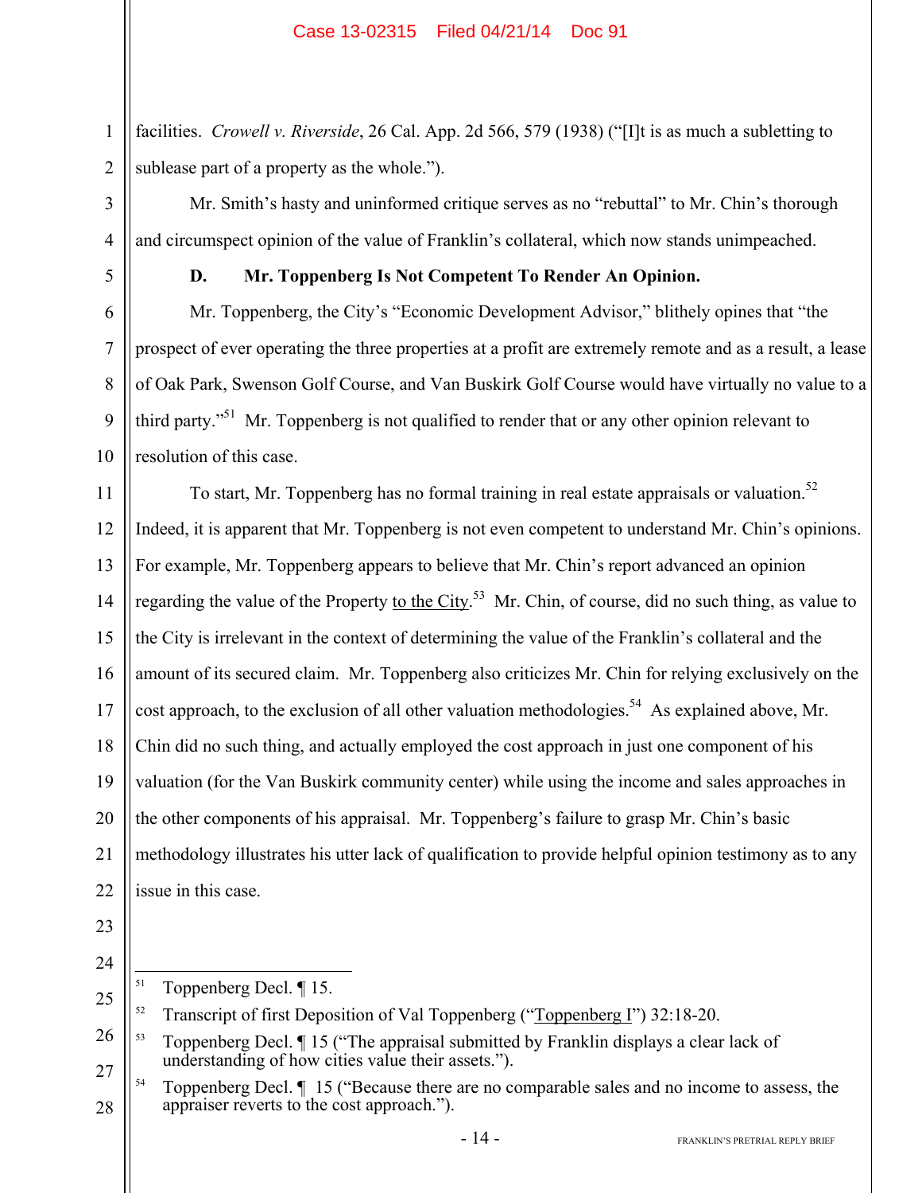facilities. *Crowell v. Riverside*, 26 Cal. App. 2d 566, 579 (1938) ("[I]t is as much a subletting to sublease part of a property as the whole.").

Mr. Smith's hasty and uninformed critique serves as no "rebuttal" to Mr. Chin's thorough and circumspect opinion of the value of Franklin's collateral, which now stands unimpeached.

### D. Mr. Toppenberg Is Not Competent To Render An Opinion.

Mr. Toppenberg, the City's "Economic Development Advisor," blithely opines that "the prospect of ever operating the three properties at a profit are extremely remote and as a result, a lease of Oak Park, Swenson Golf Course, and Van Buskirk Golf Course would have virtually no value to a third party."[51] Mr. Toppenberg is not qualified to render that or any other opinion relevant to resolution of this case.

To start, Mr. Toppenberg has no formal training in real estate appraisals or valuation.[52] Indeed, it is apparent that Mr. Toppenberg is not even competent to understand Mr. Chin's opinions. For example, Mr. Toppenberg appears to believe that Mr. Chin's report advanced an opinion regarding the value of the Property <u>to the City</u>.[53] Mr. Chin, of course, did no such thing, as value to the City is irrelevant in the context of determining the value of the Franklin's collateral and the amount of its secured claim. Mr. Toppenberg also criticizes Mr. Chin for relying exclusively on the cost approach, to the exclusion of all other valuation methodologies.[54] As explained above, Mr. Chin did no such thing, and actually employed the cost approach in just one component of his valuation (for the Van Buskirk community center) while using the income and sales approaches in the other components of his appraisal. Mr. Toppenberg's failure to grasp Mr. Chin's basic methodology illustrates his utter lack of qualification to provide helpful opinion testimony as to any issue in this case.

---

[51] Toppenberg Decl. ¶ 15.

[52] Transcript of first Deposition of Val Toppenberg ("<u>Toppenberg I</u>") 32:18-20.

[53] Toppenberg Decl. ¶ 15 ("The appraisal submitted by Franklin displays a clear lack of understanding of how cities value their assets.").

[54] Toppenberg Decl. ¶ 15 ("Because there are no comparable sales and no income to assess, the appraiser reverts to the cost approach.").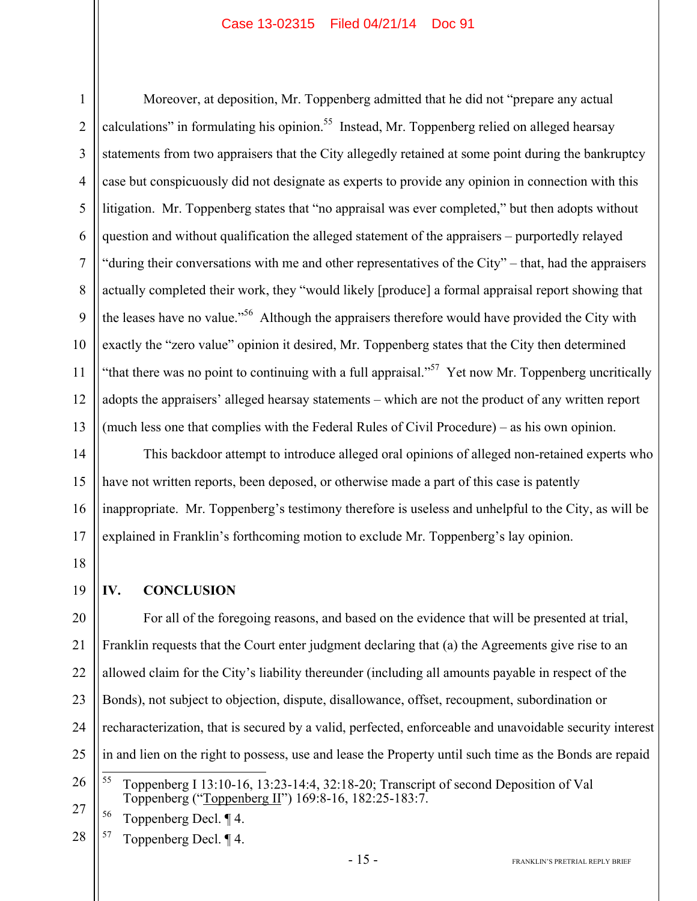Moreover, at deposition, Mr. Toppenberg admitted that he did not "prepare any actual calculations" in formulating his opinion.[55] Instead, Mr. Toppenberg relied on alleged hearsay statements from two appraisers that the City allegedly retained at some point during the bankruptcy case but conspicuously did not designate as experts to provide any opinion in connection with this litigation. Mr. Toppenberg states that "no appraisal was ever completed," but then adopts without question and without qualification the alleged statement of the appraisers – purportedly relayed "during their conversations with me and other representatives of the City" – that, had the appraisers actually completed their work, they "would likely [produce] a formal appraisal report showing that the leases have no value."[56] Although the appraisers therefore would have provided the City with exactly the "zero value" opinion it desired, Mr. Toppenberg states that the City then determined "that there was no point to continuing with a full appraisal."[57] Yet now Mr. Toppenberg uncritically adopts the appraisers' alleged hearsay statements – which are not the product of any written report (much less one that complies with the Federal Rules of Civil Procedure) – as his own opinion.

This backdoor attempt to introduce alleged oral opinions of alleged non-retained experts who have not written reports, been deposed, or otherwise made a part of this case is patently inappropriate. Mr. Toppenberg's testimony therefore is useless and unhelpful to the City, as will be explained in Franklin's forthcoming motion to exclude Mr. Toppenberg's lay opinion.

## IV. CONCLUSION

For all of the foregoing reasons, and based on the evidence that will be presented at trial, Franklin requests that the Court enter judgment declaring that (a) the Agreements give rise to an allowed claim for the City's liability thereunder (including all amounts payable in respect of the Bonds), not subject to objection, dispute, disallowance, offset, recoupment, subordination or recharacterization, that is secured by a valid, perfected, enforceable and unavoidable security interest in and lien on the right to possess, use and lease the Property until such time as the Bonds are repaid

---

[55] Toppenberg I 13:10-16, 13:23-14:4, 32:18-20; Transcript of second Deposition of Val Toppenberg ("Toppenberg II") 169:8-16, 182:25-183:7.

[56] Toppenberg Decl. ¶ 4.

[57] Toppenberg Decl. ¶ 4.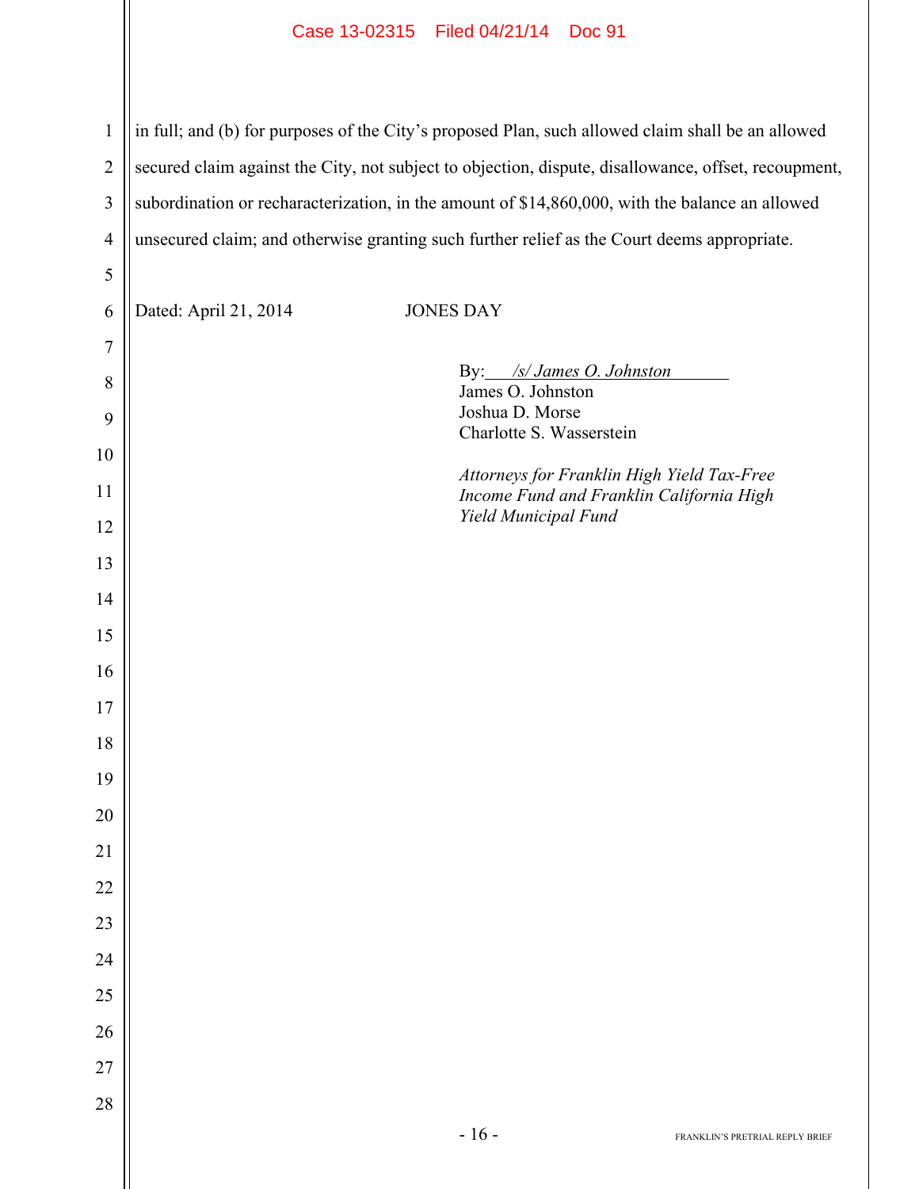in full; and (b) for purposes of the City's proposed Plan, such allowed claim shall be an allowed secured claim against the City, not subject to objection, dispute, disallowance, offset, recoupment, subordination or recharacterization, in the amount of $14,860,000, with the balance an allowed unsecured claim; and otherwise granting such further relief as the Court deems appropriate.

Dated: April 21, 2014

JONES DAY

By: */s/ James O. Johnston*
James O. Johnston
Joshua D. Morse
Charlotte S. Wasserstein

*Attorneys for Franklin High Yield Tax-Free Income Fund and Franklin California High Yield Municipal Fund*